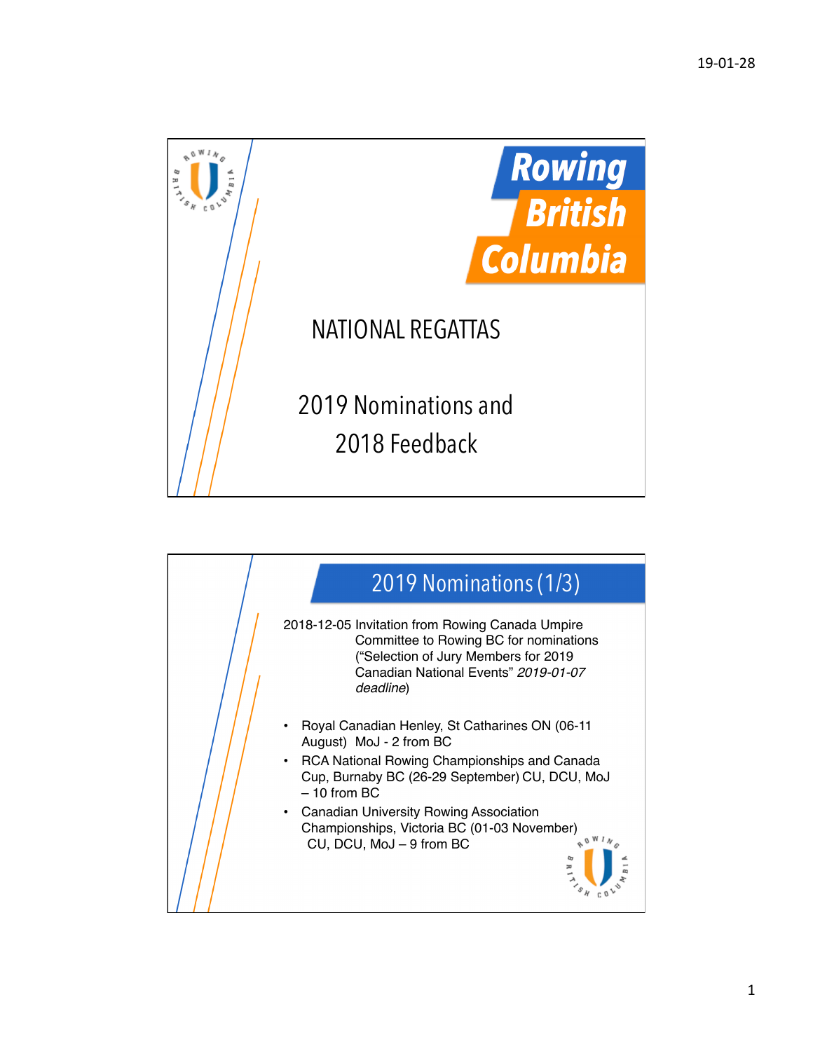# Rowing British Columbia

## NATIONAL REGATTAS

2019 Nominations and 2018 Feedback

## 2019 Nominations (1/3)

2018-12-05 Invitation from Rowing Canada Umpire Committee to Rowing BC for nominations ("Selection of Jury Members for 2019 Canadian National Events" *2019-01-07 deadline*)

- Royal Canadian Henley, St Catharines ON (06-11 August) MoJ - 2 from BC
- RCA National Rowing Championships and Canada Cup, Burnaby BC (26-29 September) CU, DCU, MoJ – 10 from BC
- Canadian University Rowing Association Championships, Victoria BC (01-03 November) CU, DCU, MoJ – 9 from BC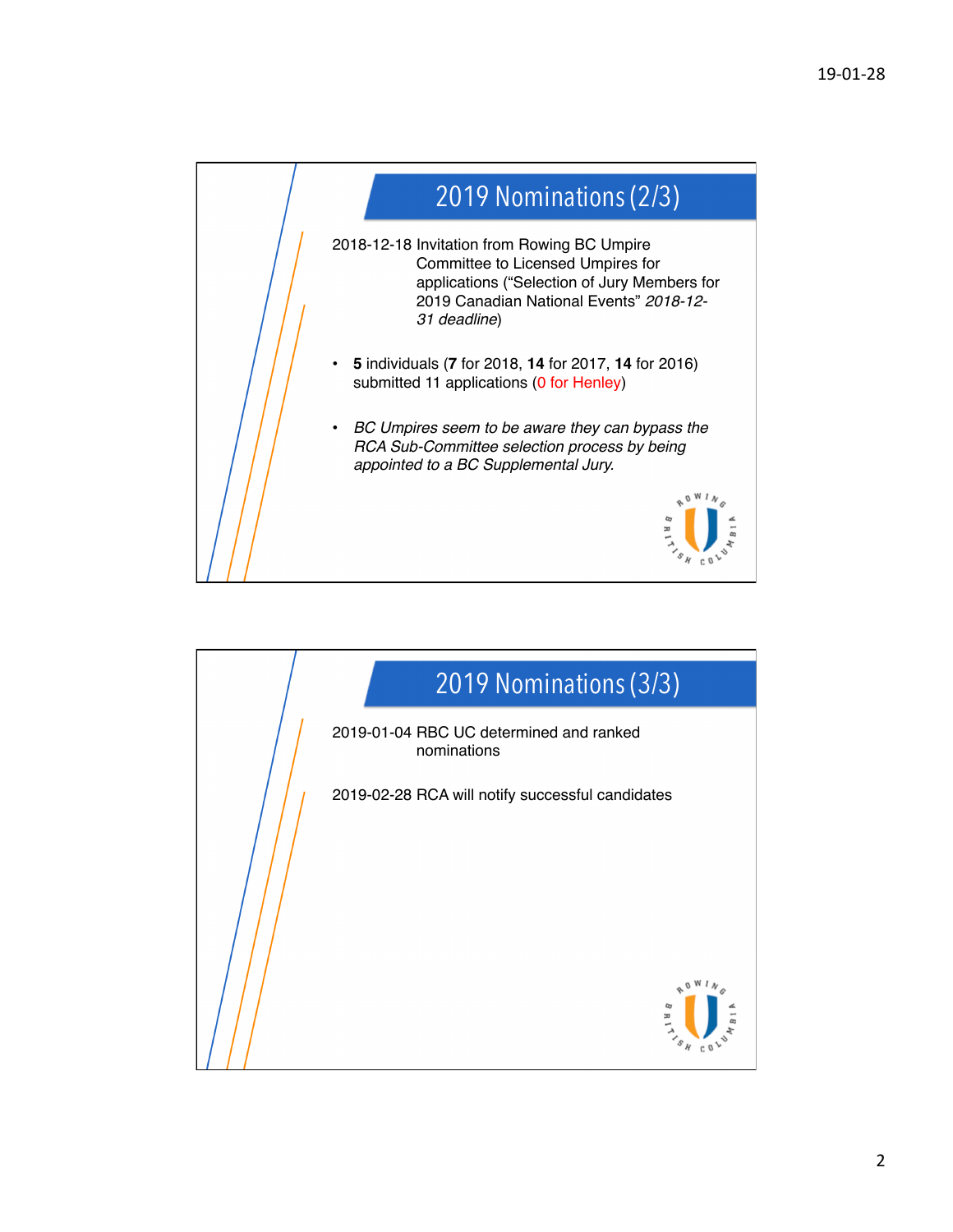## 2019 Nominations (2/3)

2018-12-18 Invitation from Rowing BC Umpire Committee to Licensed Umpires for applications ("Selection of Jury Members for 2019 Canadian National Events" *2018-12-31 deadline*)

- **5** individuals (**7** for 2018, **14** for 2017, **14** for 2016) submitted 11 applications (0 for Henley)
- *BC Umpires seem to be aware they can bypass the RCA Sub-Committee selection process by being appointed to a BC Supplemental Jury.*

## 2019 Nominations (3/3)

2019-01-04 RBC UC determined and ranked nominations

2019-02-28 RCA will notify successful candidates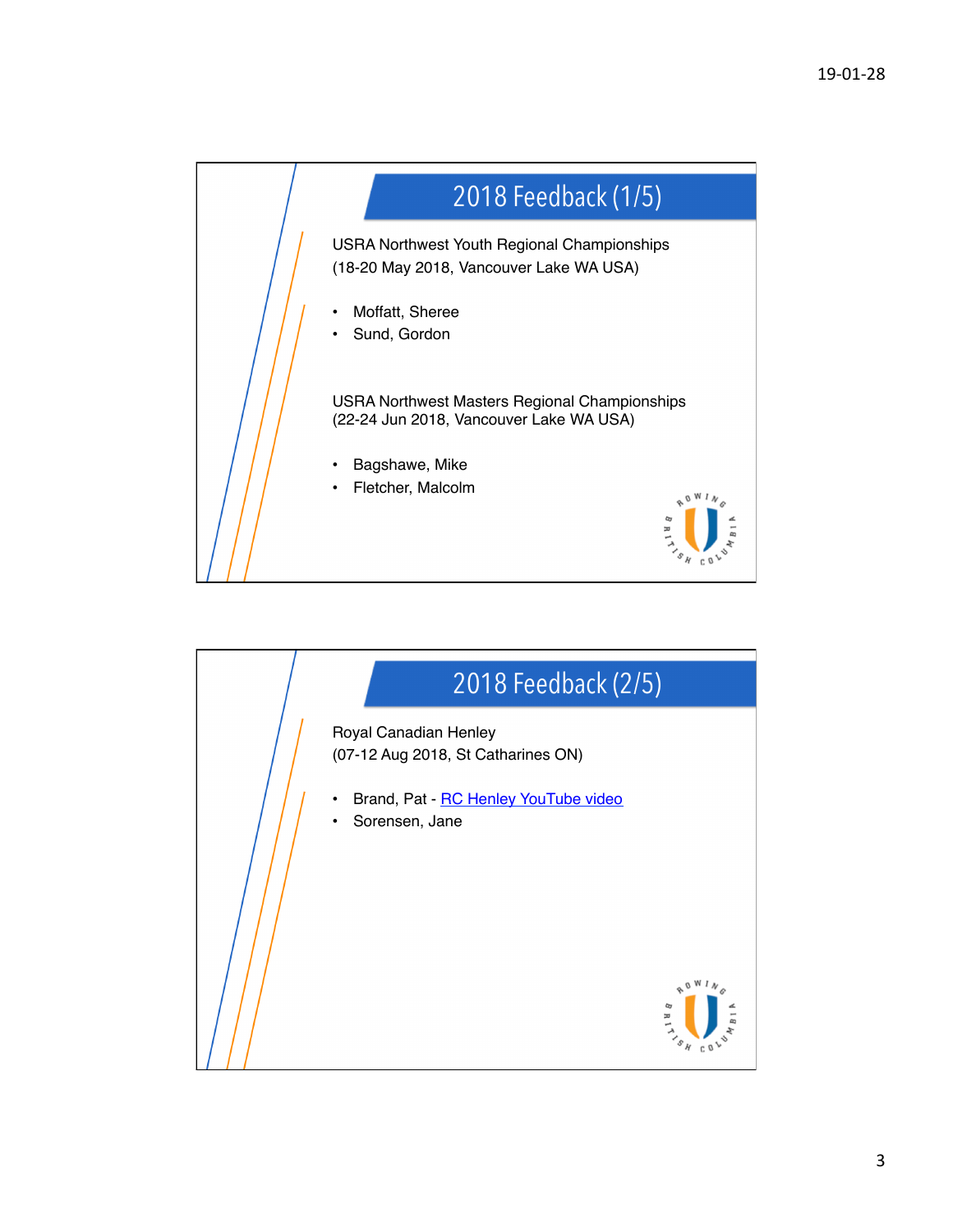## 2018 Feedback (1/5)

USRA Northwest Youth Regional Championships
(18-20 May 2018, Vancouver Lake WA USA)

- Moffatt, Sheree
- Sund, Gordon

USRA Northwest Masters Regional Championships
(22-24 Jun 2018, Vancouver Lake WA USA)

- Bagshawe, Mike
- Fletcher, Malcolm

## 2018 Feedback (2/5)

Royal Canadian Henley
(07-12 Aug 2018, St Catharines ON)

- Brand, Pat - RC Henley YouTube video
- Sorensen, Jane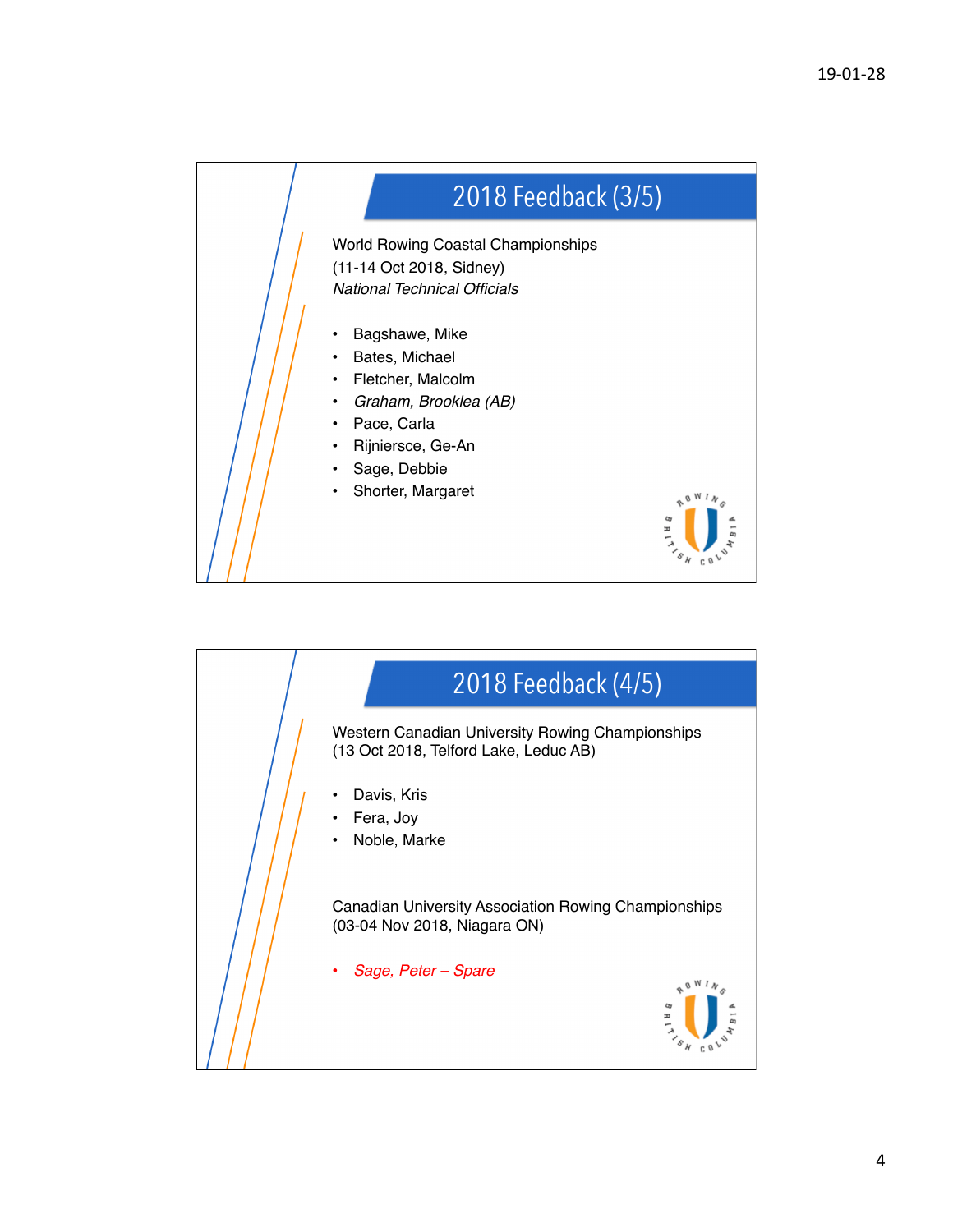## 2018 Feedback (3/5)

World Rowing Coastal Championships
(11-14 Oct 2018, Sidney)
*<u>National</u> Technical Officials*

- Bagshawe, Mike
- Bates, Michael
- Fletcher, Malcolm
- *Graham, Brooklea (AB)*
- Pace, Carla
- Rijnierse, Ge-An
- Sage, Debbie
- Shorter, Margaret

## 2018 Feedback (4/5)

Western Canadian University Rowing Championships
(13 Oct 2018, Telford Lake, Leduc AB)

- Davis, Kris
- Fera, Joy
- Noble, Marke

Canadian University Association Rowing Championships
(03-04 Nov 2018, Niagara ON)

- *Sage, Peter – Spare*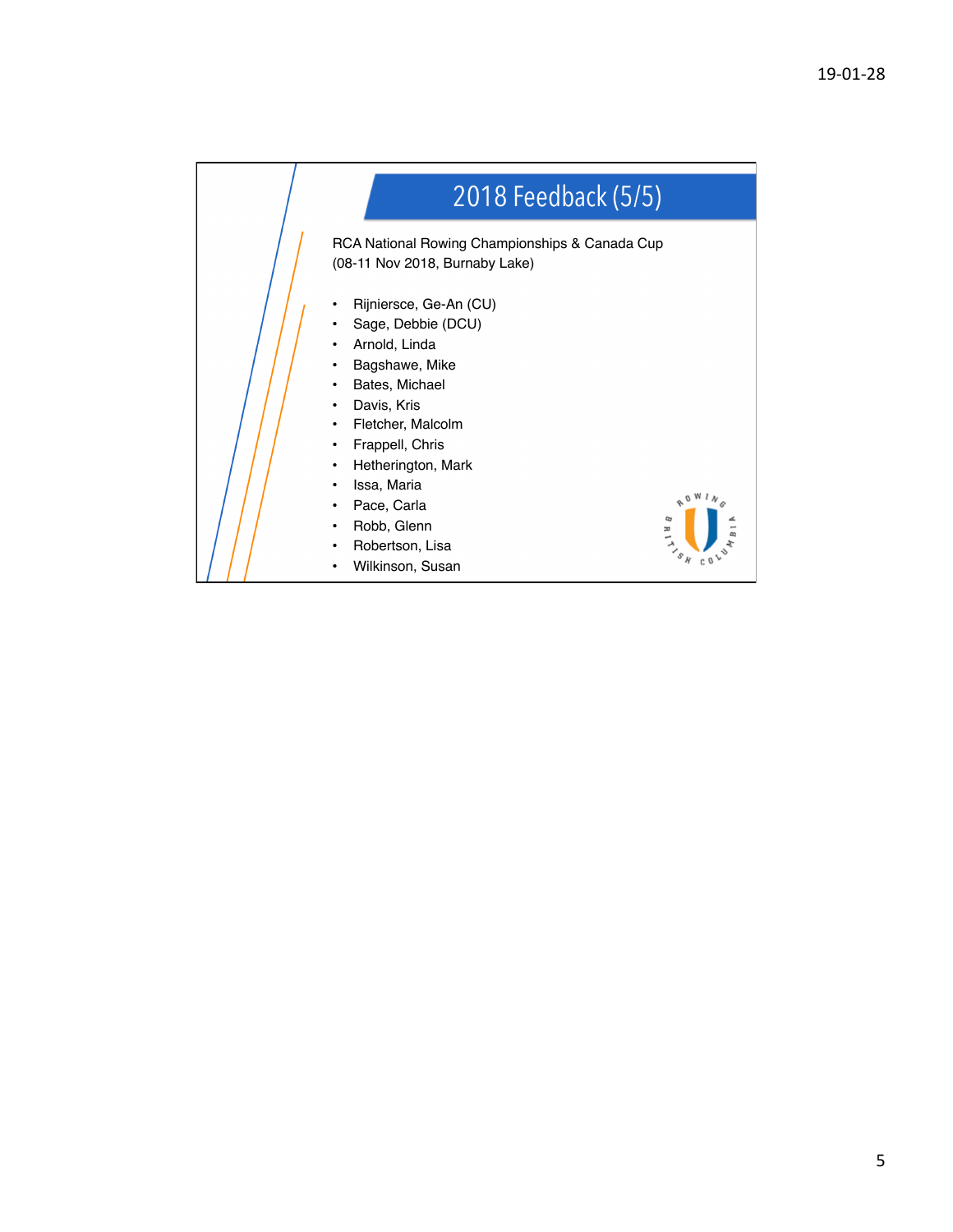# 2018 Feedback (5/5)

RCA National Rowing Championships & Canada Cup
(08-11 Nov 2018, Burnaby Lake)

- Rijniersce, Ge-An (CU)
- Sage, Debbie (DCU)
- Arnold, Linda
- Bagshawe, Mike
- Bates, Michael
- Davis, Kris
- Fletcher, Malcolm
- Frappell, Chris
- Hetherington, Mark
- Issa, Maria
- Pace, Carla
- Robb, Glenn
- Robertson, Lisa
- Wilkinson, Susan